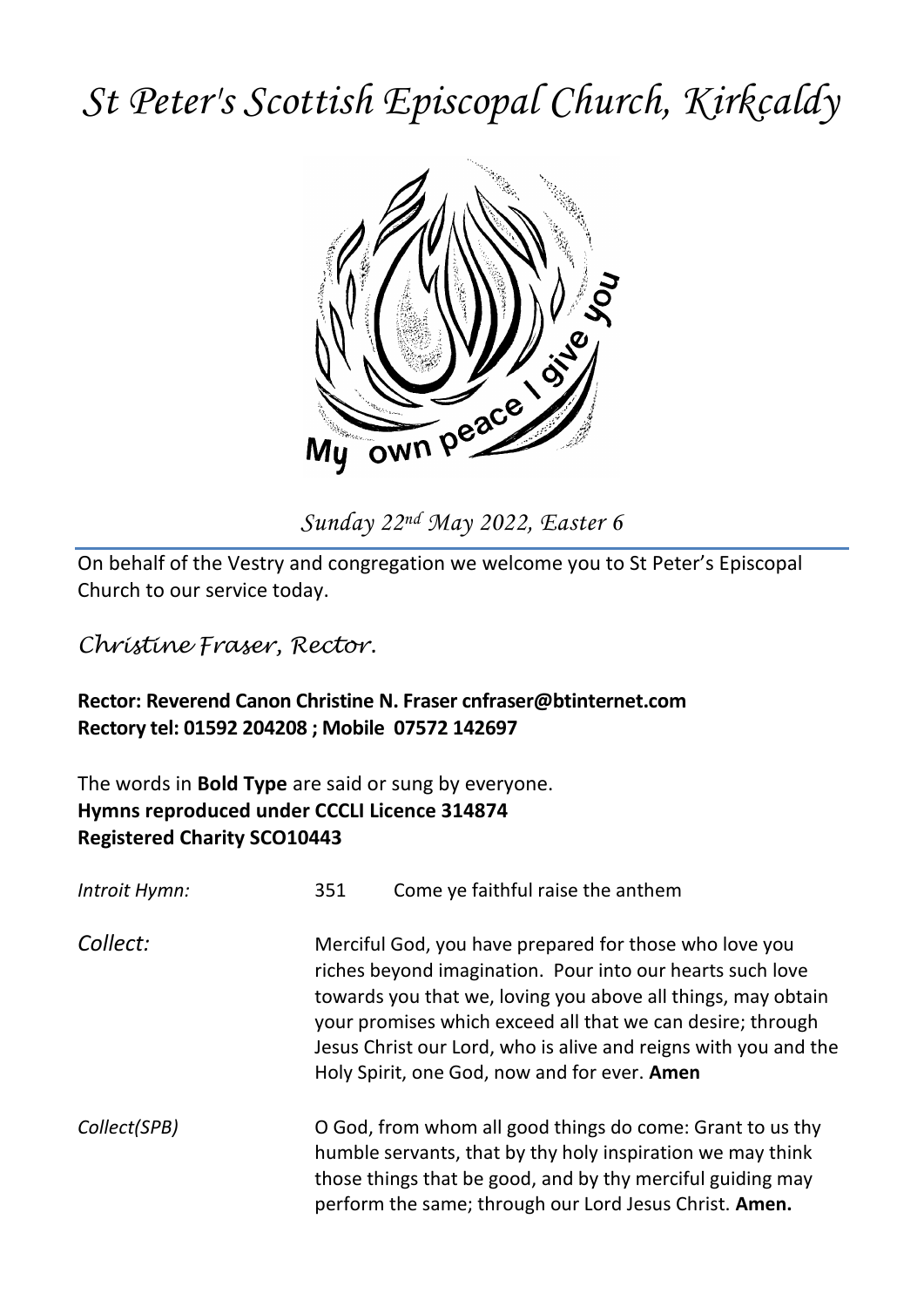# *St Peter's Scottish Episcopal Church, Kirkcaldy*

*Sunday 22nd May 2022, Easter 6*

On behalf of the Vestry and congregation we welcome you to St Peter's Episcopal Church to our service today.

*Christine Fraser, Rector.*

**Rector: Reverend Canon Christine N. Fraser cnfraser@btinternet.com**
**Rectory tel: 01592 204208 ; Mobile 07572 142697**

The words in **Bold Type** are said or sung by everyone.
**Hymns reproduced under CCCLI Licence 314874**
**Registered Charity SCO10443**

*Introit Hymn:* 351 Come ye faithful raise the anthem

*Collect:* Merciful God, you have prepared for those who love you riches beyond imagination. Pour into our hearts such love towards you that we, loving you above all things, may obtain your promises which exceed all that we can desire; through Jesus Christ our Lord, who is alive and reigns with you and the Holy Spirit, one God, now and for ever. **Amen**

*Collect(SPB)* O God, from whom all good things do come: Grant to us thy humble servants, that by thy holy inspiration we may think those things that be good, and by thy merciful guiding may perform the same; through our Lord Jesus Christ. **Amen.**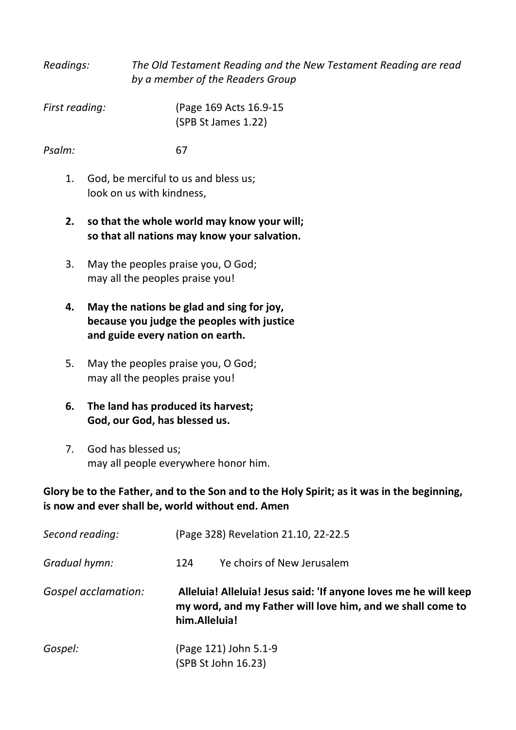*Readings:* *The Old Testament Reading and the New Testament Reading are read by a member of the Readers Group*

*First reading:* (Page 169 Acts 16.9-15
(SPB St James 1.22)

*Psalm:* 67

1. God, be merciful to us and bless us;
   look on us with kindness,

2. **so that the whole world may know your will;
   so that all nations may know your salvation.**

3. May the peoples praise you, O God;
   may all the peoples praise you!

4. **May the nations be glad and sing for joy,
   because you judge the peoples with justice
   and guide every nation on earth.**

5. May the peoples praise you, O God;
   may all the peoples praise you!

6. **The land has produced its harvest;
   God, our God, has blessed us.**

7. God has blessed us;
   may all people everywhere honor him.

**Glory be to the Father, and to the Son and to the Holy Spirit; as it was in the beginning, is now and ever shall be, world without end. Amen**

*Second reading:* (Page 328) Revelation 21.10, 22-22.5

*Gradual hymn:* 124 Ye choirs of New Jerusalem

*Gospel acclamation:* **Alleluia! Alleluia! Jesus said: 'If anyone loves me he will keep my word, and my Father will love him, and we shall come to him.Alleluia!**

*Gospel:* (Page 121) John 5.1-9
(SPB St John 16.23)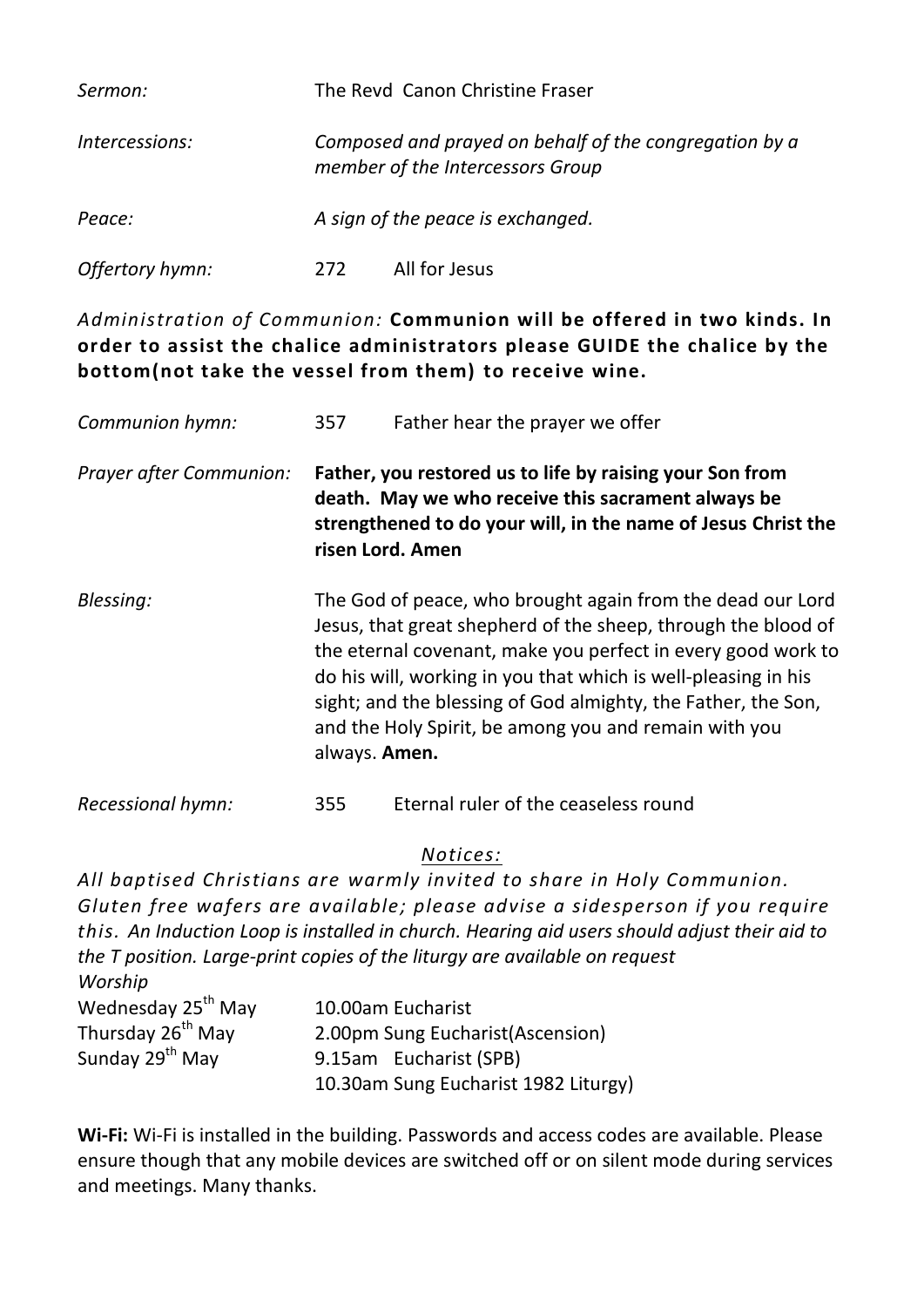*Sermon:* The Revd Canon Christine Fraser

*Intercessions:* *Composed and prayed on behalf of the congregation by a member of the Intercessors Group*

*Peace:* *A sign of the peace is exchanged.*

*Offertory hymn:* 272 All for Jesus

*Administration of Communion:* **Communion will be offered in two kinds. In order to assist the chalice administrators please GUIDE the chalice by the bottom(not take the vessel from them) to receive wine.**

*Communion hymn:* 357 Father hear the prayer we offer

*Prayer after Communion:* **Father, you restored us to life by raising your Son from death. May we who receive this sacrament always be strengthened to do your will, in the name of Jesus Christ the risen Lord. Amen**

*Blessing:* The God of peace, who brought again from the dead our Lord Jesus, that great shepherd of the sheep, through the blood of the eternal covenant, make you perfect in every good work to do his will, working in you that which is well-pleasing in his sight; and the blessing of God almighty, the Father, the Son, and the Holy Spirit, be among you and remain with you always. **Amen.**

*Recessional hymn:* 355 Eternal ruler of the ceaseless round

*Notices:*

*All baptised Christians are warmly invited to share in Holy Communion. Gluten free wafers are available; please advise a sidesperson if you require this. An Induction Loop is installed in church. Hearing aid users should adjust their aid to the T position. Large-print copies of the liturgy are available on request*

*Worship*

| | |
|---|---|
| Wednesday 25th May | 10.00am Eucharist |
| Thursday 26th May | 2.00pm Sung Eucharist(Ascension) |
| Sunday 29th May | 9.15am Eucharist (SPB) |
| | 10.30am Sung Eucharist 1982 Liturgy) |

**Wi-Fi:** Wi-Fi is installed in the building. Passwords and access codes are available. Please ensure though that any mobile devices are switched off or on silent mode during services and meetings. Many thanks.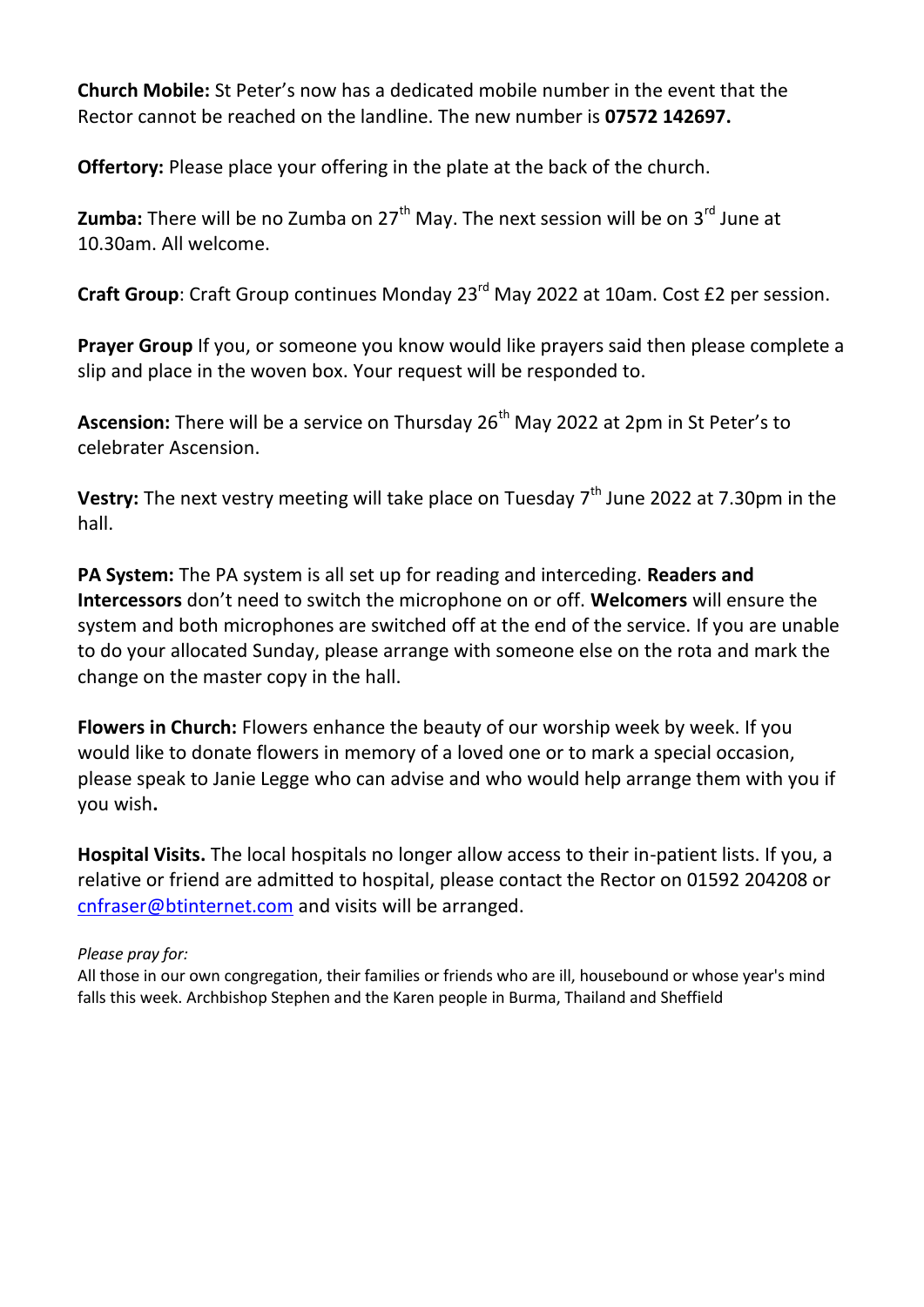**Church Mobile:** St Peter's now has a dedicated mobile number in the event that the Rector cannot be reached on the landline. The new number is **07572 142697.**

**Offertory:** Please place your offering in the plate at the back of the church.

**Zumba:** There will be no Zumba on 27th May. The next session will be on 3rd June at 10.30am. All welcome.

**Craft Group**: Craft Group continues Monday 23rd May 2022 at 10am. Cost £2 per session.

**Prayer Group** If you, or someone you know would like prayers said then please complete a slip and place in the woven box. Your request will be responded to.

**Ascension:** There will be a service on Thursday 26th May 2022 at 2pm in St Peter's to celebrater Ascension.

**Vestry:** The next vestry meeting will take place on Tuesday 7th June 2022 at 7.30pm in the hall.

**PA System:** The PA system is all set up for reading and interceding. **Readers and Intercessors** don't need to switch the microphone on or off. **Welcomers** will ensure the system and both microphones are switched off at the end of the service. If you are unable to do your allocated Sunday, please arrange with someone else on the rota and mark the change on the master copy in the hall.

**Flowers in Church:** Flowers enhance the beauty of our worship week by week. If you would like to donate flowers in memory of a loved one or to mark a special occasion, please speak to Janie Legge who can advise and who would help arrange them with you if you wish**.**

**Hospital Visits.** The local hospitals no longer allow access to their in-patient lists. If you, a relative or friend are admitted to hospital, please contact the Rector on 01592 204208 or cnfraser@btinternet.com and visits will be arranged.

*Please pray for:*

All those in our own congregation, their families or friends who are ill, housebound or whose year's mind falls this week. Archbishop Stephen and the Karen people in Burma, Thailand and Sheffield